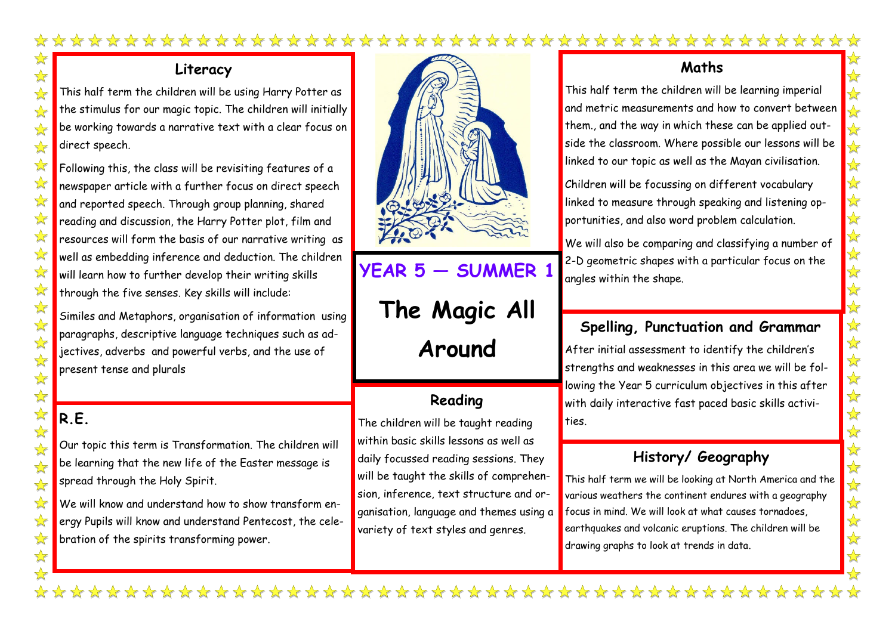# YEAR 5 — SUMMER 1

# The Magic All Around

## Literacy

This half term the children will be using Harry Potter as the stimulus for our magic topic. The children will initially be working towards a narrative text with a clear focus on direct speech.

Following this, the class will be revisiting features of a newspaper article with a further focus on direct speech and reported speech. Through group planning, shared reading and discussion, the Harry Potter plot, film and resources will form the basis of our narrative writing as well as embedding inference and deduction. The children will learn how to further develop their writing skills through the five senses. Key skills will include:

Similes and Metaphors, organisation of information using paragraphs, descriptive language techniques such as adjectives, adverbs and powerful verbs, and the use of present tense and plurals

## R.E.

Our topic this term is Transformation. The children will be learning that the new life of the Easter message is spread through the Holy Spirit.

We will know and understand how to show transform energy Pupils will know and understand Pentecost, the celebration of the spirits transforming power.

## Reading

The children will be taught reading within basic skills lessons as well as daily focussed reading sessions. They will be taught the skills of comprehension, inference, text structure and organisation, language and themes using a variety of text styles and genres.

## Maths

This half term the children will be learning imperial and metric measurements and how to convert between them., and the way in which these can be applied outside the classroom. Where possible our lessons will be linked to our topic as well as the Mayan civilisation.

Children will be focussing on different vocabulary linked to measure through speaking and listening opportunities, and also word problem calculation.

We will also be comparing and classifying a number of 2-D geometric shapes with a particular focus on the angles within the shape.

## Spelling, Punctuation and Grammar

After initial assessment to identify the children's strengths and weaknesses in this area we will be following the Year 5 curriculum objectives in this after with daily interactive fast paced basic skills activities.

## History/ Geography

This half term we will be looking at North America and the various weathers the continent endures with a geography focus in mind. We will look at what causes tornadoes, earthquakes and volcanic eruptions. The children will be drawing graphs to look at trends in data.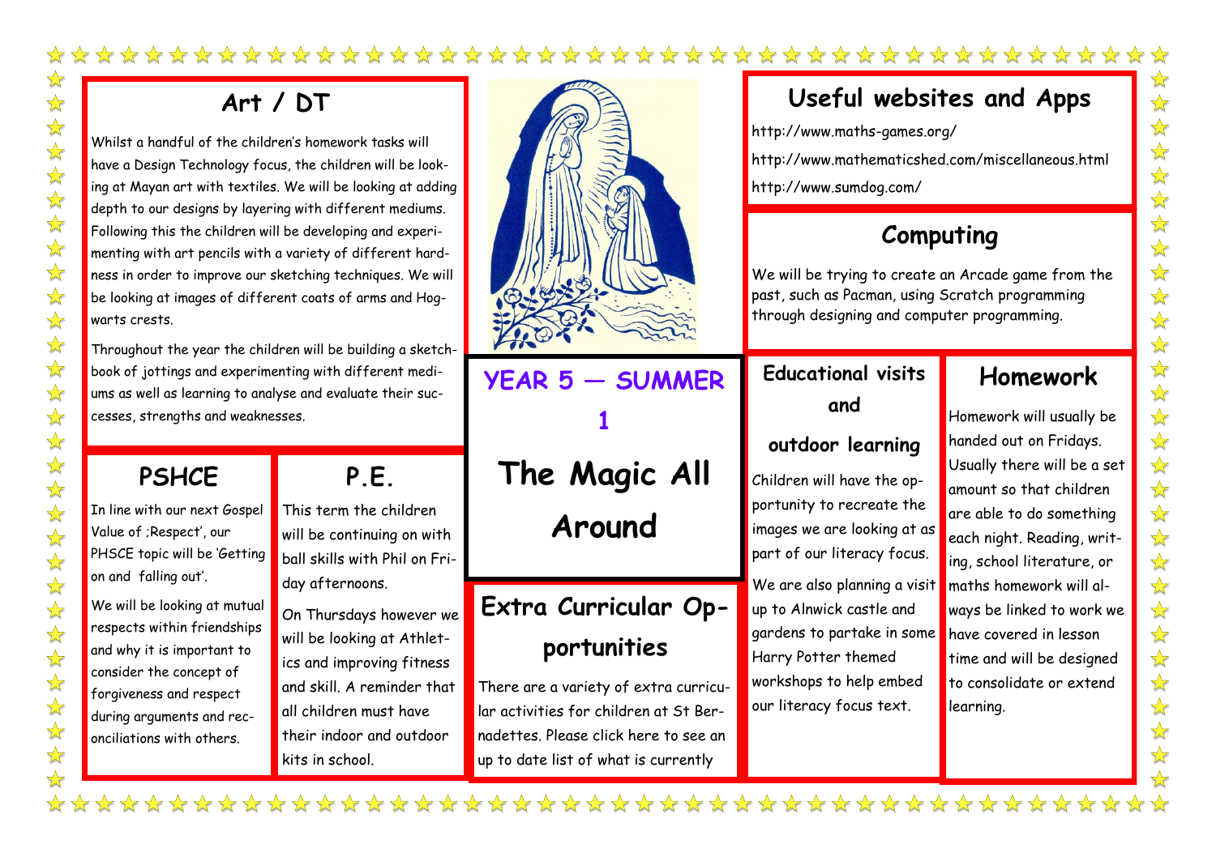## Art / DT

Whilst a handful of the children's homework tasks will have a Design Technology focus, the children will be looking at Mayan art with textiles. We will be looking at adding depth to our designs by layering with different mediums. Following this the children will be developing and experimenting with art pencils with a variety of different hardness in order to improve our sketching techniques. We will be looking at images of different coats of arms and Hogwarts crests.

Throughout the year the children will be building a sketchbook of jottings and experimenting with different mediums as well as learning to analyse and evaluate their successes, strengths and weaknesses.

## PSHCE

In line with our next Gospel Value of ;Respect', our PHSCE topic will be 'Getting on and falling out'.

We will be looking at mutual respects within friendships and why it is important to consider the concept of forgiveness and respect during arguments and reconciliations with others.

## P.E.

This term the children will be continuing on with ball skills with Phil on Friday afternoons.

On Thursdays however we will be looking at Athletics and improving fitness and skill. A reminder that all children must have their indoor and outdoor kits in school.

# YEAR 5 — SUMMER 1

# The Magic All Around

## Extra Curricular Opportunities

There are a variety of extra curricular activities for children at St Bernadettes. Please click here to see an up to date list of what is currently

## Useful websites and Apps

http://www.maths-games.org/

http://www.mathematicshed.com/miscellaneous.html

http://www.sumdog.com/

## Computing

We will be trying to create an Arcade game from the past, such as Pacman, using Scratch programming through designing and computer programming.

## Educational visits and outdoor learning

Children will have the opportunity to recreate the images we are looking at as part of our literacy focus.

We are also planning a visit up to Alnwick castle and gardens to partake in some Harry Potter themed workshops to help embed our literacy focus text.

## Homework

Homework will usually be handed out on Fridays. Usually there will be a set amount so that children are able to do something each night. Reading, writing, school literature, or maths homework will always be linked to work we have covered in lesson time and will be designed to consolidate or extend learning.